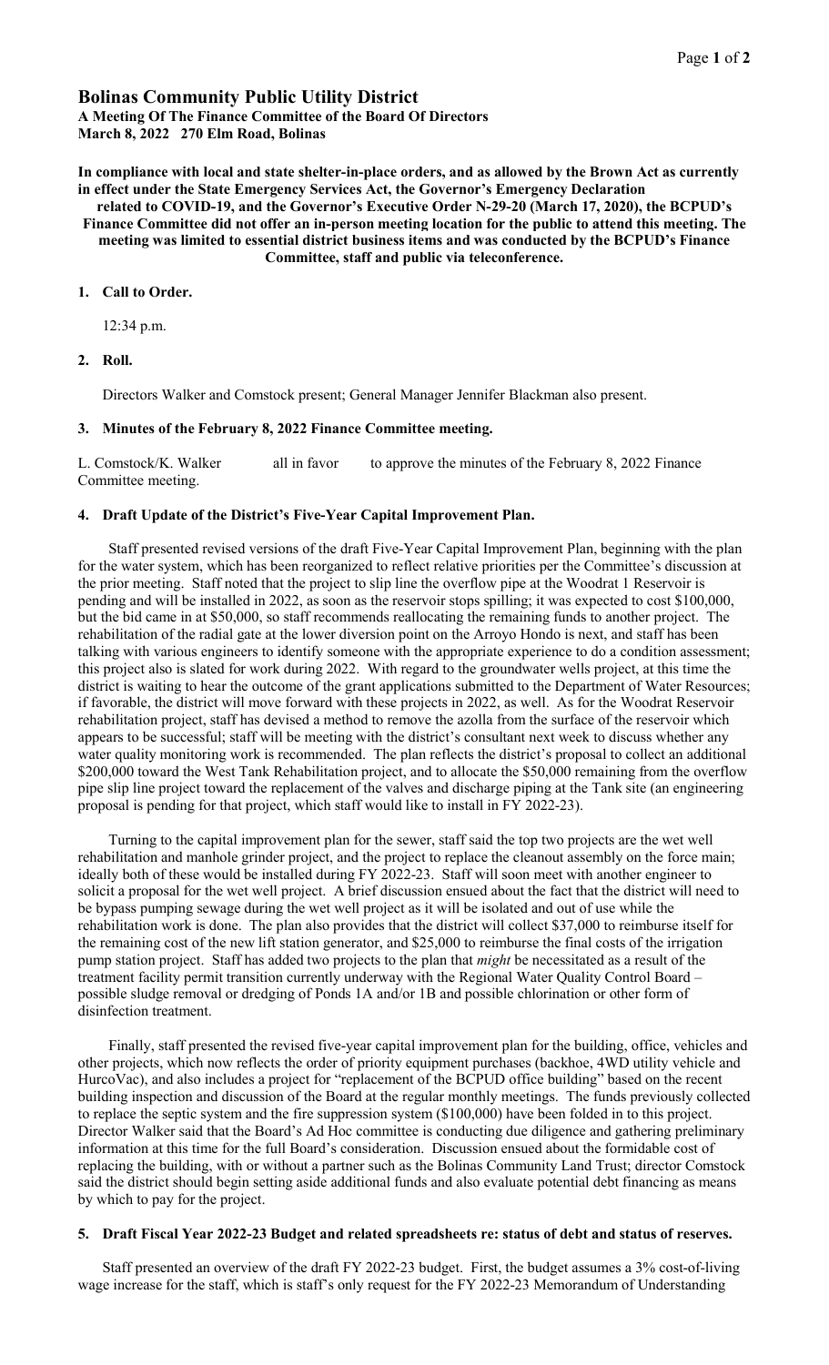# Bolinas Community Public Utility District

**A Meeting Of The Finance Committee of the Board Of Directors**
**March 8, 2022 270 Elm Road, Bolinas**

**In compliance with local and state shelter-in-place orders, and as allowed by the Brown Act as currently in effect under the State Emergency Services Act, the Governor's Emergency Declaration related to COVID-19, and the Governor's Executive Order N-29-20 (March 17, 2020), the BCPUD's Finance Committee did not offer an in-person meeting location for the public to attend this meeting. The meeting was limited to essential district business items and was conducted by the BCPUD's Finance Committee, staff and public via teleconference.**

## 1. Call to Order.

12:34 p.m.

## 2. Roll.

Directors Walker and Comstock present; General Manager Jennifer Blackman also present.

## 3. Minutes of the February 8, 2022 Finance Committee meeting.

L. Comstock/K. Walker all in favor to approve the minutes of the February 8, 2022 Finance Committee meeting.

## 4. Draft Update of the District's Five-Year Capital Improvement Plan.

Staff presented revised versions of the draft Five-Year Capital Improvement Plan, beginning with the plan for the water system, which has been reorganized to reflect relative priorities per the Committee's discussion at the prior meeting. Staff noted that the project to slip line the overflow pipe at the Woodrat 1 Reservoir is pending and will be installed in 2022, as soon as the reservoir stops spilling; it was expected to cost $100,000, but the bid came in at $50,000, so staff recommends reallocating the remaining funds to another project. The rehabilitation of the radial gate at the lower diversion point on the Arroyo Hondo is next, and staff has been talking with various engineers to identify someone with the appropriate experience to do a condition assessment; this project also is slated for work during 2022. With regard to the groundwater wells project, at this time the district is waiting to hear the outcome of the grant applications submitted to the Department of Water Resources; if favorable, the district will move forward with these projects in 2022, as well. As for the Woodrat Reservoir rehabilitation project, staff has devised a method to remove the azolla from the surface of the reservoir which appears to be successful; staff will be meeting with the district's consultant next week to discuss whether any water quality monitoring work is recommended. The plan reflects the district's proposal to collect an additional $200,000 toward the West Tank Rehabilitation project, and to allocate the $50,000 remaining from the overflow pipe slip line project toward the replacement of the valves and discharge piping at the Tank site (an engineering proposal is pending for that project, which staff would like to install in FY 2022-23).

Turning to the capital improvement plan for the sewer, staff said the top two projects are the wet well rehabilitation and manhole grinder project, and the project to replace the cleanout assembly on the force main; ideally both of these would be installed during FY 2022-23. Staff will soon meet with another engineer to solicit a proposal for the wet well project. A brief discussion ensued about the fact that the district will need to be bypass pumping sewage during the wet well project as it will be isolated and out of use while the rehabilitation work is done. The plan also provides that the district will collect $37,000 to reimburse itself for the remaining cost of the new lift station generator, and $25,000 to reimburse the final costs of the irrigation pump station project. Staff has added two projects to the plan that *might* be necessitated as a result of the treatment facility permit transition currently underway with the Regional Water Quality Control Board – possible sludge removal or dredging of Ponds 1A and/or 1B and possible chlorination or other form of disinfection treatment.

Finally, staff presented the revised five-year capital improvement plan for the building, office, vehicles and other projects, which now reflects the order of priority equipment purchases (backhoe, 4WD utility vehicle and HurcoVac), and also includes a project for "replacement of the BCPUD office building" based on the recent building inspection and discussion of the Board at the regular monthly meetings. The funds previously collected to replace the septic system and the fire suppression system ($100,000) have been folded in to this project. Director Walker said that the Board's Ad Hoc committee is conducting due diligence and gathering preliminary information at this time for the full Board's consideration. Discussion ensued about the formidable cost of replacing the building, with or without a partner such as the Bolinas Community Land Trust; director Comstock said the district should begin setting aside additional funds and also evaluate potential debt financing as means by which to pay for the project.

## 5. Draft Fiscal Year 2022-23 Budget and related spreadsheets re: status of debt and status of reserves.

Staff presented an overview of the draft FY 2022-23 budget. First, the budget assumes a 3% cost-of-living wage increase for the staff, which is staff's only request for the FY 2022-23 Memorandum of Understanding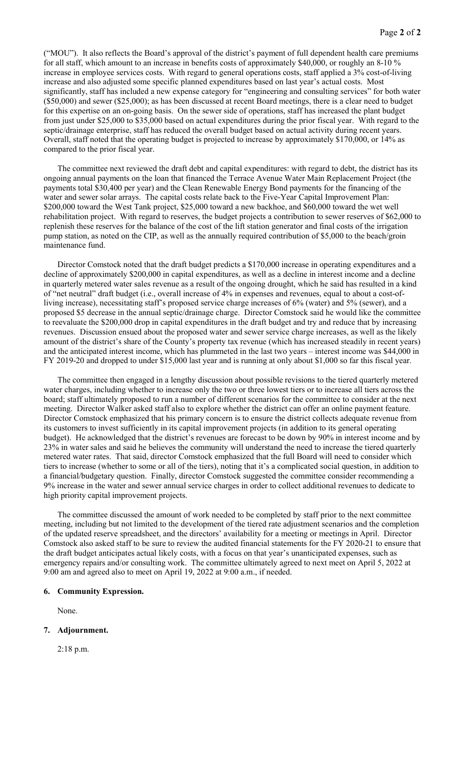("MOU"). It also reflects the Board's approval of the district's payment of full dependent health care premiums for all staff, which amount to an increase in benefits costs of approximately $40,000, or roughly an 8-10 % increase in employee services costs. With regard to general operations costs, staff applied a 3% cost-of-living increase and also adjusted some specific planned expenditures based on last year's actual costs. Most significantly, staff has included a new expense category for "engineering and consulting services" for both water ($50,000) and sewer ($25,000); as has been discussed at recent Board meetings, there is a clear need to budget for this expertise on an on-going basis. On the sewer side of operations, staff has increased the plant budget from just under $25,000 to $35,000 based on actual expenditures during the prior fiscal year. With regard to the septic/drainage enterprise, staff has reduced the overall budget based on actual activity during recent years. Overall, staff noted that the operating budget is projected to increase by approximately $170,000, or 14% as compared to the prior fiscal year.

The committee next reviewed the draft debt and capital expenditures: with regard to debt, the district has its ongoing annual payments on the loan that financed the Terrace Avenue Water Main Replacement Project (the payments total $30,400 per year) and the Clean Renewable Energy Bond payments for the financing of the water and sewer solar arrays. The capital costs relate back to the Five-Year Capital Improvement Plan: $200,000 toward the West Tank project, $25,000 toward a new backhoe, and $60,000 toward the wet well rehabilitation project. With regard to reserves, the budget projects a contribution to sewer reserves of $62,000 to replenish these reserves for the balance of the cost of the lift station generator and final costs of the irrigation pump station, as noted on the CIP, as well as the annually required contribution of $5,000 to the beach/groin maintenance fund.

Director Comstock noted that the draft budget predicts a $170,000 increase in operating expenditures and a decline of approximately $200,000 in capital expenditures, as well as a decline in interest income and a decline in quarterly metered water sales revenue as a result of the ongoing drought, which he said has resulted in a kind of "net neutral" draft budget (i.e., overall increase of 4% in expenses and revenues, equal to about a cost-of-living increase), necessitating staff's proposed service charge increases of 6% (water) and 5% (sewer), and a proposed $5 decrease in the annual septic/drainage charge. Director Comstock said he would like the committee to reevaluate the $200,000 drop in capital expenditures in the draft budget and try and reduce that by increasing revenues. Discussion ensued about the proposed water and sewer service charge increases, as well as the likely amount of the district's share of the County's property tax revenue (which has increased steadily in recent years) and the anticipated interest income, which has plummeted in the last two years – interest income was $44,000 in FY 2019-20 and dropped to under $15,000 last year and is running at only about $1,000 so far this fiscal year.

The committee then engaged in a lengthy discussion about possible revisions to the tiered quarterly metered water charges, including whether to increase only the two or three lowest tiers or to increase all tiers across the board; staff ultimately proposed to run a number of different scenarios for the committee to consider at the next meeting. Director Walker asked staff also to explore whether the district can offer an online payment feature. Director Comstock emphasized that his primary concern is to ensure the district collects adequate revenue from its customers to invest sufficiently in its capital improvement projects (in addition to its general operating budget). He acknowledged that the district's revenues are forecast to be down by 90% in interest income and by 23% in water sales and said he believes the community will understand the need to increase the tiered quarterly metered water rates. That said, director Comstock emphasized that the full Board will need to consider which tiers to increase (whether to some or all of the tiers), noting that it's a complicated social question, in addition to a financial/budgetary question. Finally, director Comstock suggested the committee consider recommending a 9% increase in the water and sewer annual service charges in order to collect additional revenues to dedicate to high priority capital improvement projects.

The committee discussed the amount of work needed to be completed by staff prior to the next committee meeting, including but not limited to the development of the tiered rate adjustment scenarios and the completion of the updated reserve spreadsheet, and the directors' availability for a meeting or meetings in April. Director Comstock also asked staff to be sure to review the audited financial statements for the FY 2020-21 to ensure that the draft budget anticipates actual likely costs, with a focus on that year's unanticipated expenses, such as emergency repairs and/or consulting work. The committee ultimately agreed to next meet on April 5, 2022 at 9:00 am and agreed also to meet on April 19, 2022 at 9:00 a.m., if needed.

**6. Community Expression.**

None.

**7. Adjournment.**

2:18 p.m.